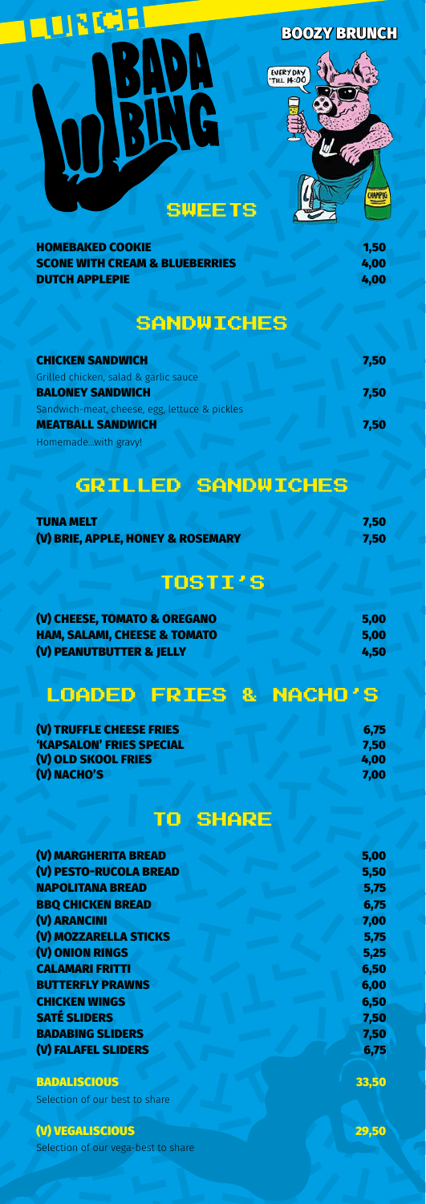# LUNCH

# BADA BING

**BOOZY BRUNCH**

EVERY DAY 'TILL 14:00

## SWEETS

| | |
|---|---|
| **HOMEBAKED COOKIE** | 1,50 |
| **SCONE WITH CREAM & BLUEBERRIES** | 4,00 |
| **DUTCH APPLEPIE** | 4,00 |

## SANDWICHES

**CHICKEN SANDWICH** 7,50
Grilled chicken, salad & garlic sauce

**BALONEY SANDWICH** 7,50
Sandwich-meat, cheese, egg, lettuce & pickles

**MEATBALL SANDWICH** 7,50
Homemade...with gravy!

## GRILLED SANDWICHES

| | |
|---|---|
| **TUNA MELT** | 7,50 |
| **(V) BRIE, APPLE, HONEY & ROSEMARY** | 7,50 |

## TOSTI'S

| | |
|---|---|
| **(V) CHEESE, TOMATO & OREGANO** | 5,00 |
| **HAM, SALAMI, CHEESE & TOMATO** | 5,00 |
| **(V) PEANUTBUTTER & JELLY** | 4,50 |

## LOADED FRIES & NACHO'S

| | |
|---|---|
| **(V) TRUFFLE CHEESE FRIES** | 6,75 |
| **'KAPSALON' FRIES SPECIAL** | 7,50 |
| **(V) OLD SKOOL FRIES** | 4,00 |
| **(V) NACHO'S** | 7,00 |

## TO SHARE

| | |
|---|---|
| **(V) MARGHERITA BREAD** | 5,00 |
| **(V) PESTO-RUCOLA BREAD** | 5,50 |
| **NAPOLITANA BREAD** | 5,75 |
| **BBQ CHICKEN BREAD** | 6,75 |
| **(V) ARANCINI** | 7,00 |
| **(V) MOZZARELLA STICKS** | 5,75 |
| **(V) ONION RINGS** | 5,25 |
| **CALAMARI FRITTI** | 6,50 |
| **BUTTERFLY PRAWNS** | 6,00 |
| **CHICKEN WINGS** | 6,50 |
| **SATÉ SLIDERS** | 7,50 |
| **BADABING SLIDERS** | 7,50 |
| **(V) FALAFEL SLIDERS** | 6,75 |

**BADALISCIOUS** 33,50
Selection of our best to share

**(V) VEGALISCIOUS** 29,50
Selection of our vega-best to share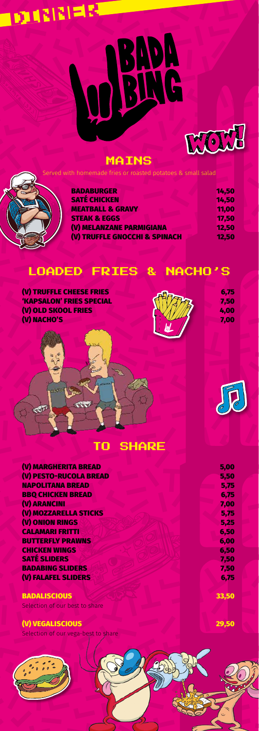DINER

BADA BING

WOW!

## MAINS

Served with homemade fries or roasted potatoes & small salad

| | |
|---|---|
| **BADABURGER** | **14,50** |
| **SATÉ CHICKEN** | **14,50** |
| **MEATBALL & GRAVY** | **11,00** |
| **STEAK & EGGS** | **17,50** |
| **(V) MELANZANE PARMIGIANA** | **12,50** |
| **(V) TRUFFLE GNOCCHI & SPINACH** | **12,50** |

## LOADED FRIES & NACHO'S

| | |
|---|---|
| **(V) TRUFFLE CHEESE FRIES** | **6,75** |
| **'KAPSALON' FRIES SPECIAL** | **7,50** |
| **(V) OLD SKOOL FRIES** | **4,00** |
| **(V) NACHO'S** | **7,00** |

## TO SHARE

| | |
|---|---|
| **(V) MARGHERITA BREAD** | **5,00** |
| **(V) PESTO-RUCOLA BREAD** | **5,50** |
| **NAPOLITANA BREAD** | **5,75** |
| **BBQ CHICKEN BREAD** | **6,75** |
| **(V) ARANCINI** | **7,00** |
| **(V) MOZZARELLA STICKS** | **5,75** |
| **(V) ONION RINGS** | **5,25** |
| **CALAMARI FRITTI** | **6,50** |
| **BUTTERFLY PRAWNS** | **6,00** |
| **CHICKEN WINGS** | **6,50** |
| **SATÉ SLIDERS** | **7,50** |
| **BADABING SLIDERS** | **7,50** |
| **(V) FALAFEL SLIDERS** | **6,75** |

**BADALISCIOUS** **33,50**

Selection of our best to share

**(V) VEGALISCIOUS** **29,50**

Selection of our vega-best to share